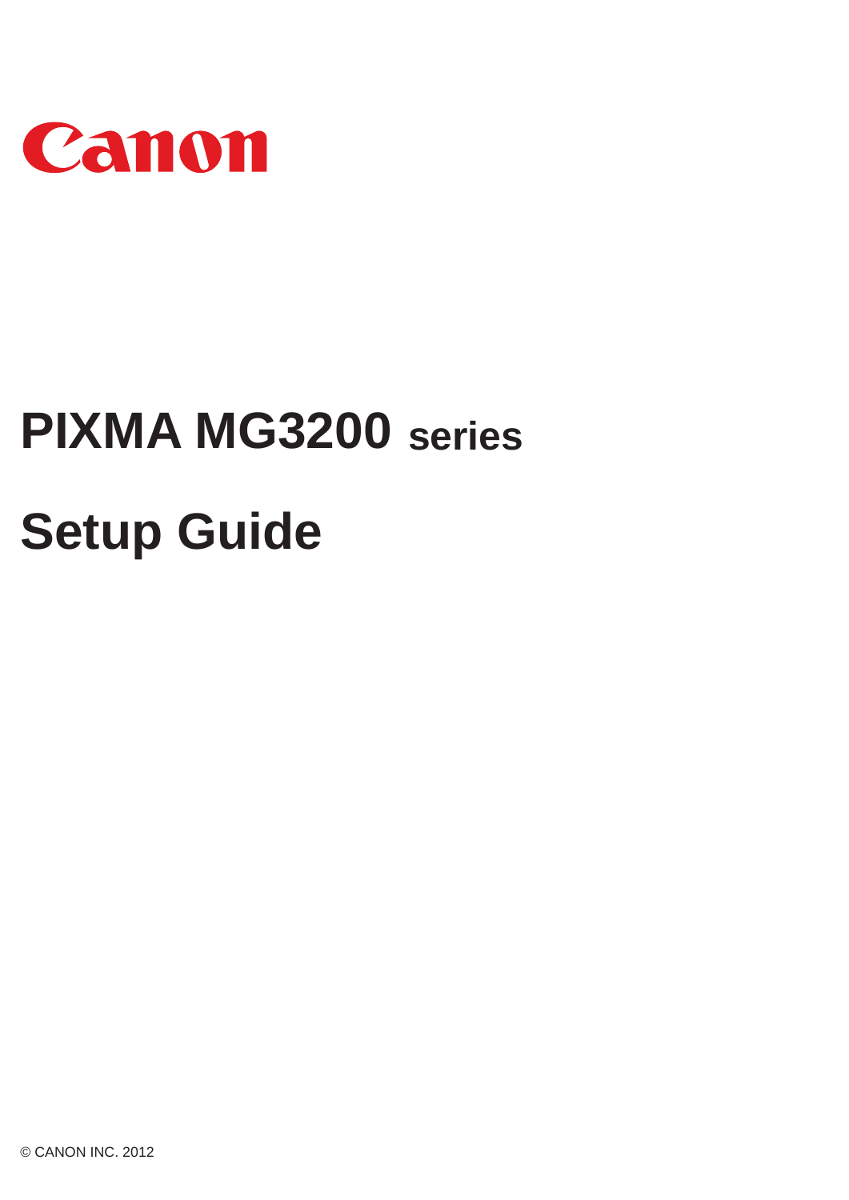Canon

# PIXMA MG3200 series

# Setup Guide

© CANON INC. 2012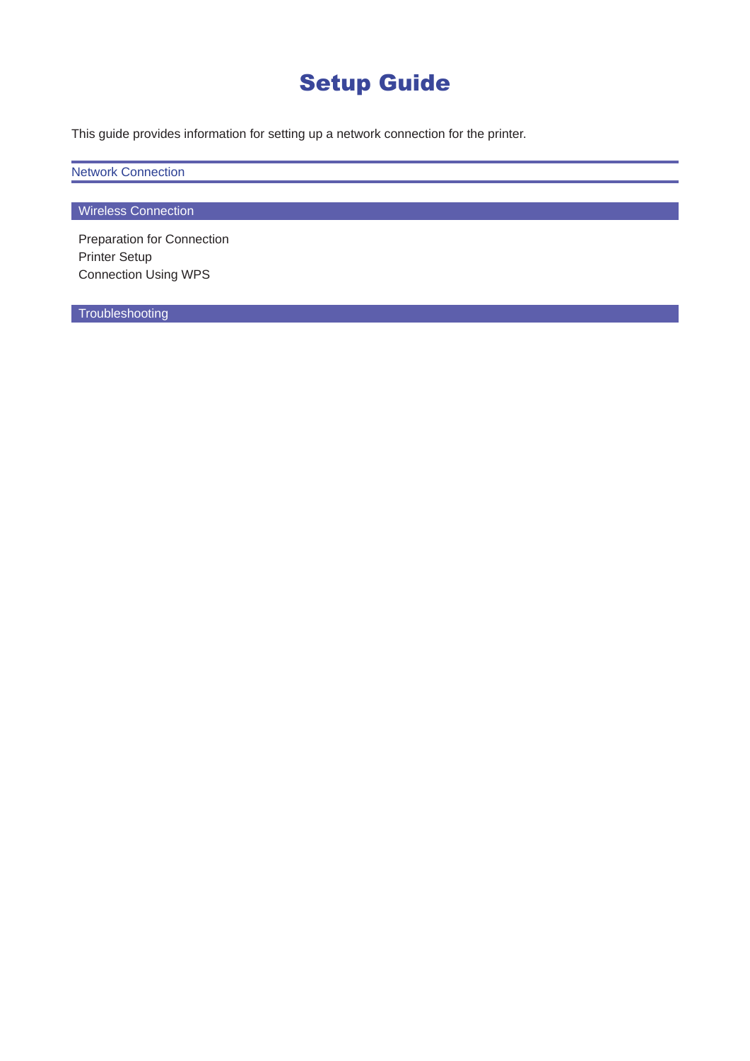# Setup Guide

This guide provides information for setting up a network connection for the printer.

## Network Connection

### Wireless Connection

Preparation for Connection
Printer Setup
Connection Using WPS

### Troubleshooting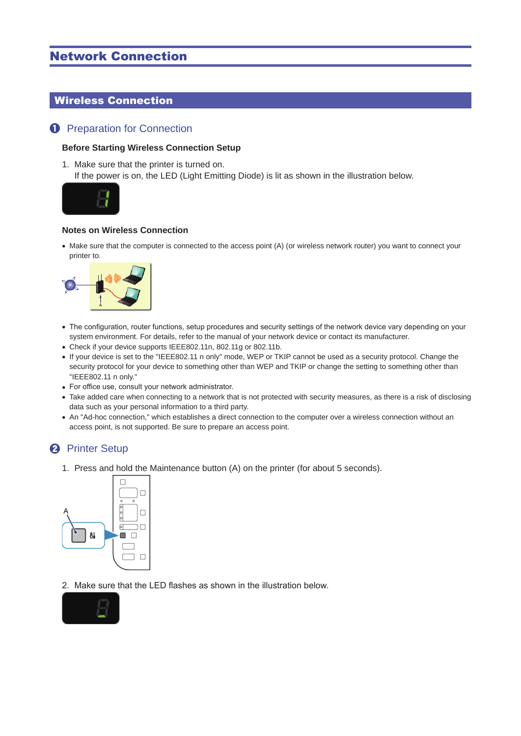# Network Connection

## Wireless Connection

### 1 Preparation for Connection

**Before Starting Wireless Connection Setup**

1. Make sure that the printer is turned on.
   If the power is on, the LED (Light Emitting Diode) is lit as shown in the illustration below.

**Notes on Wireless Connection**

- Make sure that the computer is connected to the access point (A) (or wireless network router) you want to connect your printer to.

- The configuration, router functions, setup procedures and security settings of the network device vary depending on your system environment. For details, refer to the manual of your network device or contact its manufacturer.
- Check if your device supports IEEE802.11n, 802.11g or 802.11b.
- If your device is set to the "IEEE802.11 n only" mode, WEP or TKIP cannot be used as a security protocol. Change the security protocol for your device to something other than WEP and TKIP or change the setting to something other than "IEEE802.11 n only."
- For office use, consult your network administrator.
- Take added care when connecting to a network that is not protected with security measures, as there is a risk of disclosing data such as your personal information to a third party.
- An "Ad-hoc connection," which establishes a direct connection to the computer over a wireless connection without an access point, is not supported. Be sure to prepare an access point.

### 2 Printer Setup

1. Press and hold the Maintenance button (A) on the printer (for about 5 seconds).

2. Make sure that the LED flashes as shown in the illustration below.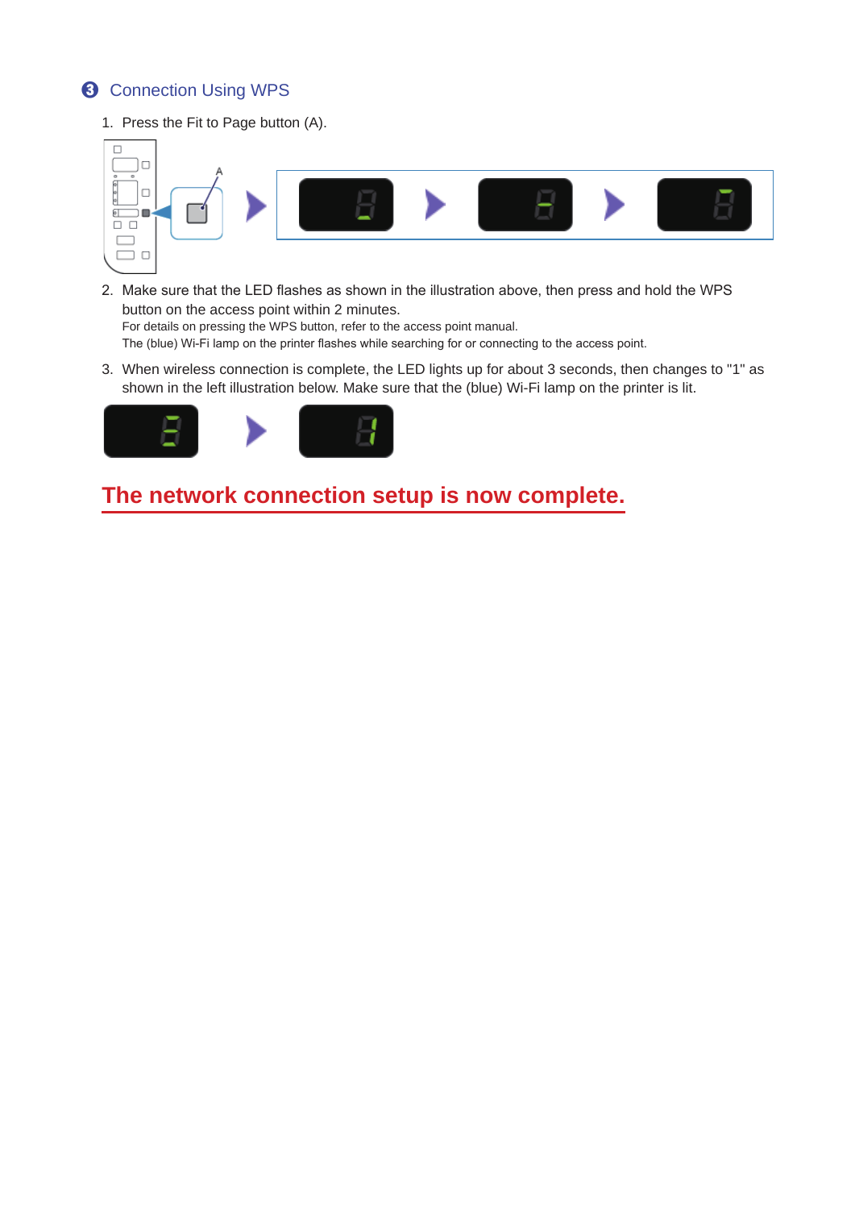## ❸ Connection Using WPS

1. Press the Fit to Page button (A).

2. Make sure that the LED flashes as shown in the illustration above, then press and hold the WPS button on the access point within 2 minutes.
   For details on pressing the WPS button, refer to the access point manual.
   The (blue) Wi-Fi lamp on the printer flashes while searching for or connecting to the access point.

3. When wireless connection is complete, the LED lights up for about 3 seconds, then changes to "1" as shown in the left illustration below. Make sure that the (blue) Wi-Fi lamp on the printer is lit.

**The network connection setup is now complete.**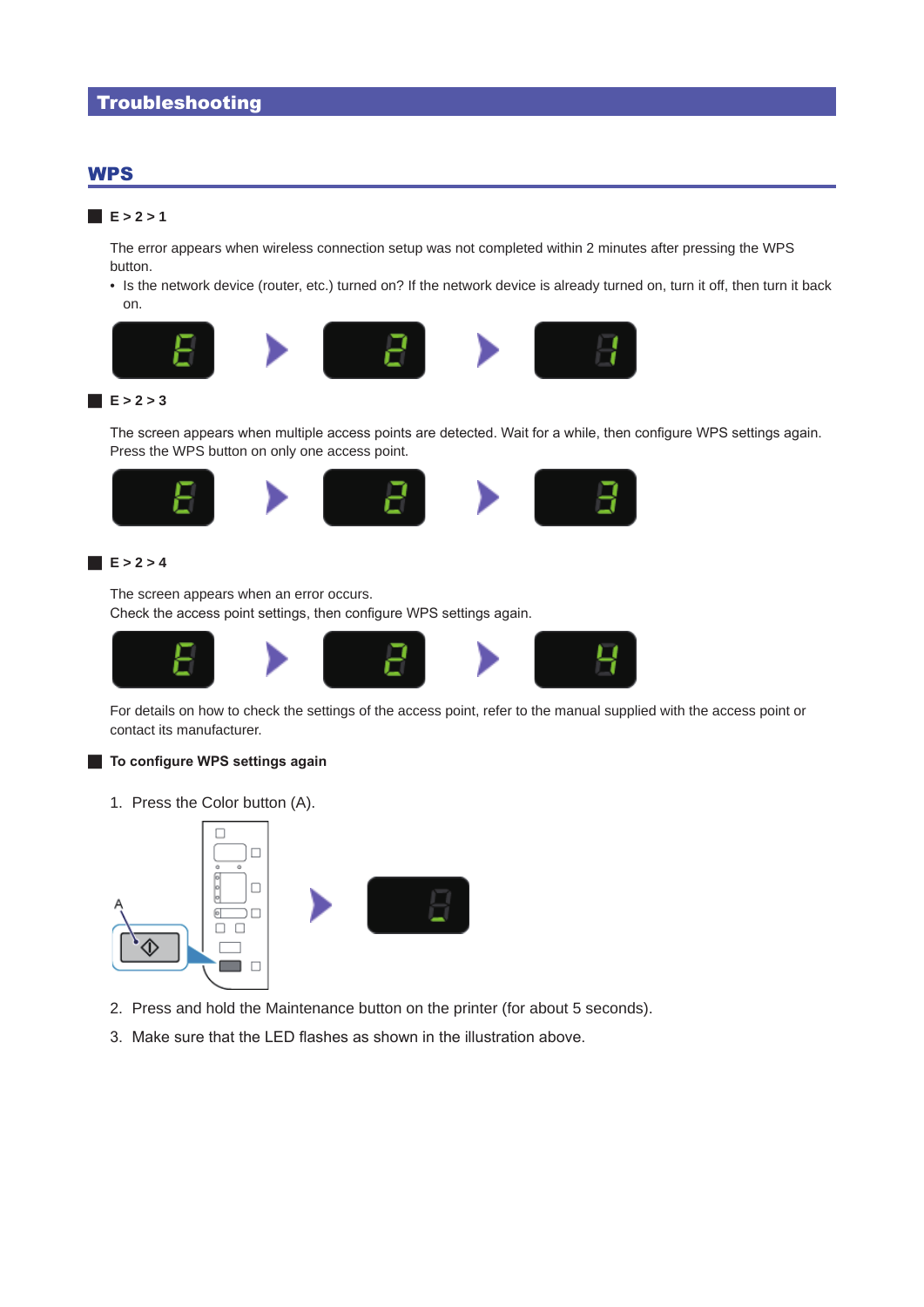# Troubleshooting

## WPS

### E > 2 > 1

The error appears when wireless connection setup was not completed within 2 minutes after pressing the WPS button.

- Is the network device (router, etc.) turned on? If the network device is already turned on, turn it off, then turn it back on.

### E > 2 > 3

The screen appears when multiple access points are detected. Wait for a while, then configure WPS settings again. Press the WPS button on only one access point.

### E > 2 > 4

The screen appears when an error occurs.
Check the access point settings, then configure WPS settings again.

For details on how to check the settings of the access point, refer to the manual supplied with the access point or contact its manufacturer.

### To configure WPS settings again

1. Press the Color button (A).

A

2. Press and hold the Maintenance button on the printer (for about 5 seconds).
3. Make sure that the LED flashes as shown in the illustration above.